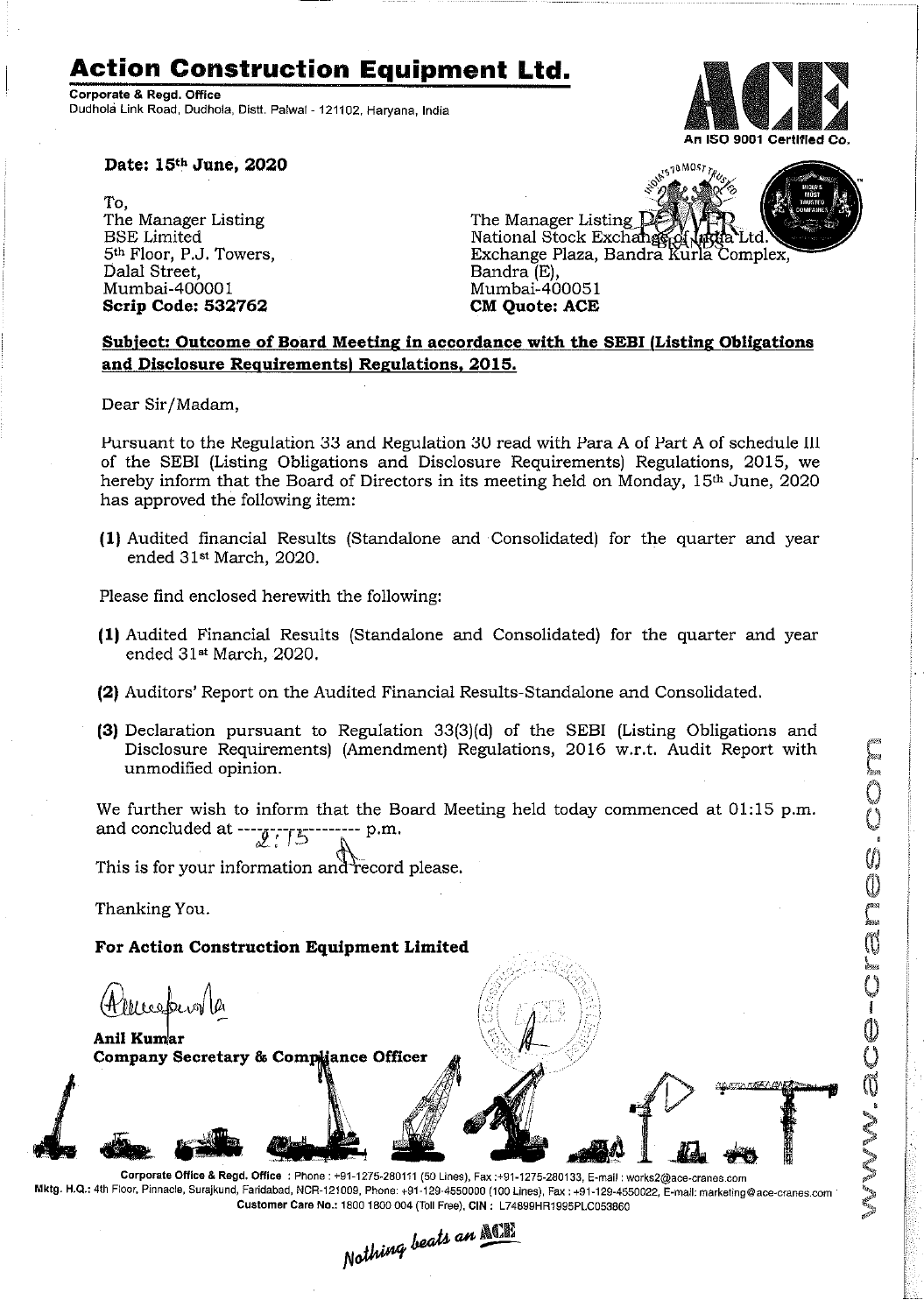# Action Construction Equipment Ltd.

**Corporate & Regd. Office**
Dudhola Link Road, Dudhola, Distt. Palwal - 121102, Haryana, India

An ISO 9001 Certified Co.

**Date: 15th June, 2020**

To,
The Manager Listing
BSE Limited
5th Floor, P.J. Towers,
Dalal Street,
Mumbai-400001
**Scrip Code: 532762**

The Manager Listing
National Stock Exchange of India Ltd.
Exchange Plaza, Bandra Kurla Complex,
Bandra (E),
Mumbai-400051
**CM Quote: ACE**

**Subject: Outcome of Board Meeting in accordance with the SEBI (Listing Obligations and Disclosure Requirements) Regulations, 2015.**

Dear Sir/Madam,

Pursuant to the Regulation 33 and Regulation 30 read with Para A of Part A of schedule III of the SEBI (Listing Obligations and Disclosure Requirements) Regulations, 2015, we hereby inform that the Board of Directors in its meeting held on Monday, 15th June, 2020 has approved the following item:

**(1)** Audited financial Results (Standalone and Consolidated) for the quarter and year ended 31st March, 2020.

Please find enclosed herewith the following:

**(1)** Audited Financial Results (Standalone and Consolidated) for the quarter and year ended 31st March, 2020.

**(2)** Auditors' Report on the Audited Financial Results-Standalone and Consolidated.

**(3)** Declaration pursuant to Regulation 33(3)(d) of the SEBI (Listing Obligations and Disclosure Requirements) (Amendment) Regulations, 2016 w.r.t. Audit Report with unmodified opinion.

We further wish to inform that the Board Meeting held today commenced at 01:15 p.m. and concluded at 2:15 p.m.

This is for your information and record please.

Thanking You.

**For Action Construction Equipment Limited**

**Anil Kumar**
**Company Secretary & Compliance Officer**

Corporate Office & Regd. Office : Phone : +91-1275-280111 (50 Lines), Fax :+91-1275-280133, E-mail : works2@ace-cranes.com
Mktg. H.Q.: 4th Floor, Pinnacle, Surajkund, Faridabad, NCR-121009, Phone: +91-129-4550000 (100 Lines), Fax : +91-129-4550022, E-mail: marketing@ace-cranes.com
Customer Care No.: 1800 1800 004 (Toll Free), CIN : L74899HR1995PLC053860

*Nothing beats an ACE*

www.ace-cranes.com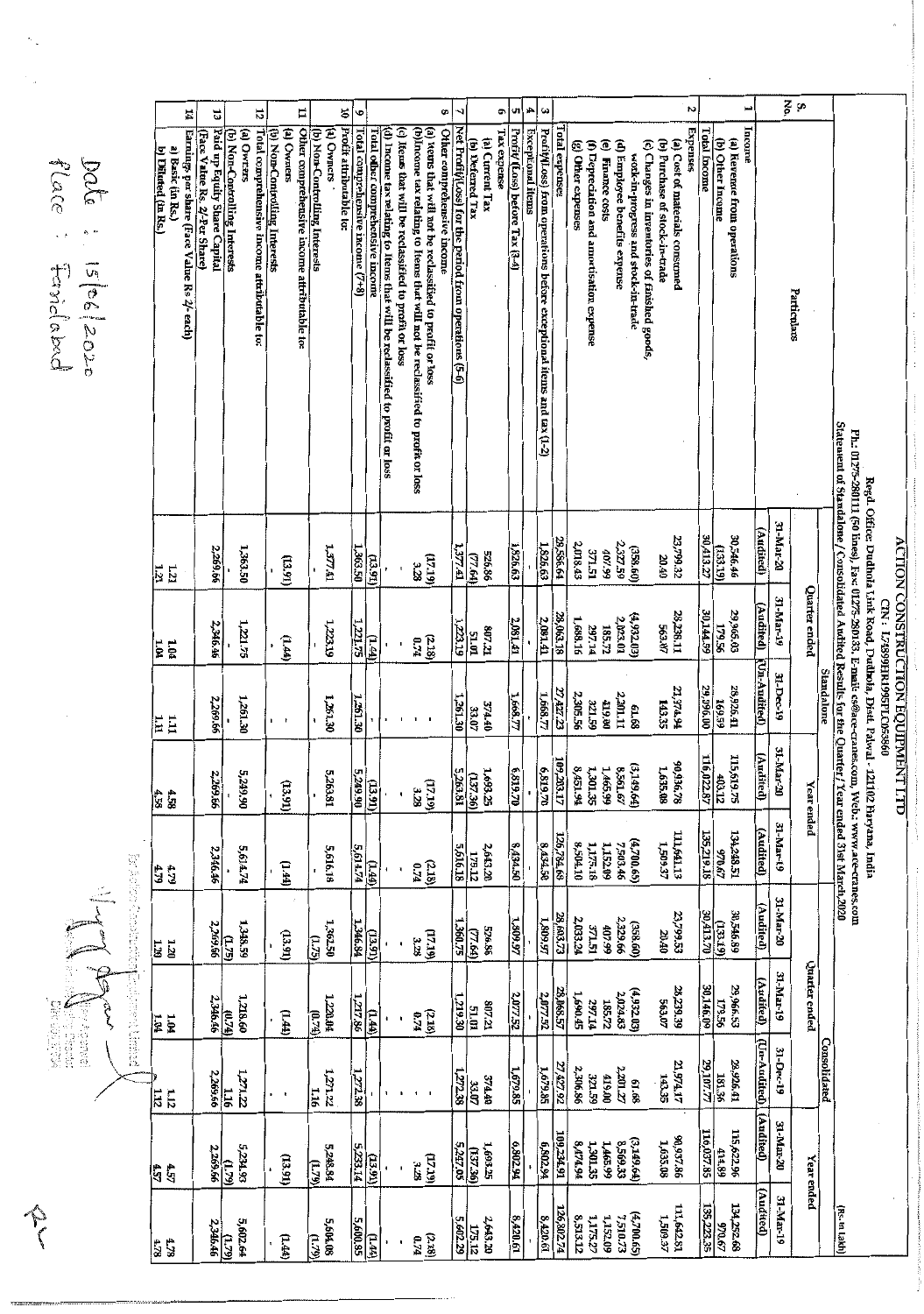# ACTION CONSTRUCTION EQUIPMENT LTD

CIN : L74899HR1995PLC053860

Regd. Office: Dudhola Link Road, Dudhola, Distt. Palwal - 121102 Haryana, India

Ph.: 01275-280111 (50 lines), Fax: 01275-280133, E-mail: cs@ace-cranes.com, Web.: www.ace-cranes.com

Statement of Standalone / Consolidated Audited Results for the Quarter/ Year ended 31st March,2020

(Rs. in lakh)

| S. No. | Particulars | Standalone | | | | | Consolidated | | | | |
|---|---|---|---|---|---|---|---|---|---|---|---|
| | | Quarter ended | | | Year ended | | Quarter ended | | | Year ended | |
| | | 31-Mar-20 | 31-Mar-19 | 31-Dec-19 | 31-Mar-20 | 31-Mar-19 | 31-Mar-20 | 31-Mar-19 | 31-Dec-19 | 31-Mar-20 | 31-Mar-19 |
| | | (Audited) | (Audited) | (Un-Audited) | (Audited) | (Audited) | (Audited) | (Audited) | (Un-Audited) | (Audited) | (Audited) |
| 1 | Income | | | | | | | | | | |
| | (a) Revenue from operations | 30,546.46 | 29,965.03 | 28,926.41 | 115,619.75 | 134,248.51 | 30,546.89 | 29,966.53 | 28,926.41 | 115,622.96 | 134,252.68 |
| | (b) Other Income | (133.19) | 179.56 | 169.59 | 403.12 | 970.67 | (133.19) | 179.56 | 181.36 | 414.89 | 970.67 |
| | Total Income | 30,413.27 | 30,144.59 | 29,096.00 | 116,022.87 | 135,219.18 | 30,413.70 | 30,146.09 | 29,107.77 | 116,037.85 | 135,223.35 |
| 2 | Expenses | | | | | | | | | | |
| | (a) Cost of materials consumed | 23,799.32 | 28,238.11 | 21,974.94 | 90,936.78 | 111,641.13 | 23,799.33 | 28,239.39 | 21,974.17 | 90,937.86 | 111,642.81 |
| | (b) Purchase of stock-in-trade | 20.40 | 563.07 | 143.35 | 1,635.08 | 1,509.37 | 20.40 | 563.07 | 143.35 | 1,635.08 | 1,509.37 |
| | (c) Changes in inventories of finished goods, work-in-progress and stock-in-trade | (358.60) | (4,932.03) | 61.68 | (3,149.64) | (4,700.65) | (358.60) | (4,932.03) | 61.68 | (3,149.64) | (4,700.65) |
| | (d) Employee benefits expense | 2,327.59 | 2,023.01 | 2,201.11 | 8,561.67 | 7,503.46 | 2,329.66 | 2,024.63 | 2,201.27 | 8,569.33 | 7,510.73 |
| | (e) Finance costs | 407.99 | 185.72 | 419.90 | 1,465.99 | 1,152.09 | 407.99 | 185.72 | 419.90 | 1,465.99 | 1,152.09 |
| | (f) Depreciation and amortisation expense | 371.51 | 297.14 | 321.59 | 1,301.35 | 1,175.18 | 371.51 | 297.14 | 321.59 | 1,301.35 | 1,175.27 |
| | (g) Other expenses | 2,018.43 | 1,688.18 | 2,305.56 | 8,451.94 | 8,504.10 | 2,033.24 | 1,690.45 | 2,306.86 | 8,474.94 | 8,513.12 |
| | Total expenses | 28,586.64 | 28,063.18 | 27,427.23 | 109,203.17 | 126,784.69 | 28,603.73 | 28,068.57 | 27,427.92 | 109,234.91 | 126,802.74 |
| 3 | Profit/(Loss) from operations before exceptional items and tax (1-2) | 1,826.63 | 2,081.41 | 1,668.77 | 6,819.70 | 8,434.50 | 1,809.97 | 2,077.52 | 1,679.85 | 6,802.94 | 8,420.61 |
| 4 | Exceptional items | - | - | - | - | - | - | - | - | - | - |
| 5 | Profit/(Loss) before Tax (3-4) | 1,826.63 | 2,081.41 | 1,668.77 | 6,819.70 | 8,434.50 | 1,809.97 | 2,077.52 | 1,679.85 | 6,802.94 | 8,420.61 |
| 6 | Tax expense | | | | | | | | | | |
| | (a) Current Tax | 526.86 | 807.21 | 374.40 | 1,693.25 | 2,643.20 | 526.86 | 807.21 | 374.40 | 1,693.25 | 2,643.20 |
| | (b) Deferred Tax | (77.64) | 51.01 | 33.07 | (137.36) | 175.12 | (77.64) | 51.01 | 33.07 | (137.36) | 175.12 |
| 7 | Net Profit/(Loss) for the period from operations (5-6) | 1,377.41 | 1,223.19 | 1,261.30 | 5,263.81 | 5,616.18 | 1,360.75 | 1,219.30 | 1,272.38 | 5,247.05 | 5,602.29 |
| 8 | Other comprehensive income | | | | | | | | | | |
| | (a) Items that will not be reclassified to profit or loss | (17.19) | (2.18) | - | (17.19) | (2.18) | (17.19) | (2.18) | - | (17.19) | (2.18) |
| | (b)Income tax relating to items that will not be reclassified to profit or loss | 3.28 | 0.74 | - | 3.28 | 0.74 | 3.28 | 0.74 | - | 3.28 | 0.74 |
| | (c) Items that will be reclassified to profit or loss | - | - | - | - | - | - | - | - | - | - |
| | (d) Income tax relating to items that will be reclassified to profit or loss | - | - | - | - | - | - | - | - | - | - |
| | Total other comprehensive income | (13.91) | (1.44) | - | (13.91) | (1.44) | (13.91) | (1.44) | - | (13.91) | (1.44) |
| 9 | Total comprehensive income (7+8) | 1,363.50 | 1,221.75 | 1,261.30 | 5,249.90 | 5,614.74 | 1,346.84 | 1,217.86 | 1,272.38 | 5,233.14 | 5,600.85 |
| 10 | Profit attributable to: | | | | | | | | | | |
| | (a) Owners | 1,377.41 | 1,223.19 | 1,261.30 | 5,263.81 | 5,616.18 | 1,362.50 | 1,220.04 | 1,271.22 | 5,248.84 | 5,604.08 |
| | (b) Non-Controlling Interests | | | | | | (1.75) | (0.74) | 1.16 | (1.79) | (1.79) |
| 11 | Other comprehensive income attributable to: | | | | | | | | | | |
| | (a) Owners | (13.91) | (1.44) | - | (13.91) | (1.44) | (13.91) | (1.44) | - | (13.91) | (1.44) |
| | (b) Non-Controlling Interests | | | | | | - | - | - | - | - |
| 12 | Total comprehensive income attributable to: | | | | | | | | | | |
| | (a) Owners | 1,363.50 | 1,221.75 | 1,261.30 | 5,249.90 | 5,614.74 | 1,348.59 | 1,218.60 | 1,271.22 | 5,234.93 | 5,602.64 |
| | (b) Non-Controlling Interests | | | | | | (1.75) | (0.74) | 1.16 | (1.79) | (1.79) |
| 13 | Paid up Equity Share Capital (Face Value Rs. 2/-Per Share) | 2,269.66 | 2,346.46 | 2,269.66 | 2,269.66 | 2,346.46 | 2,269.66 | 2,346.46 | 2,269.66 | 2,269.66 | 2,346.46 |
| 14 | Earnings per share (Face Value Rs 2/- each) | | | | | | | | | | |
| | a) Basic (in Rs.) | 1.21 | 1.04 | 1.11 | 4.58 | 4.79 | 1.20 | 1.04 | 1.12 | 4.57 | 4.78 |
| | b) Diluted (in Rs.) | 1.21 | 1.04 | 1.11 | 4.58 | 4.79 | 1.20 | 1.04 | 1.12 | 4.57 | 4.78 |

Date : 15/06/2020

Place : Faridabad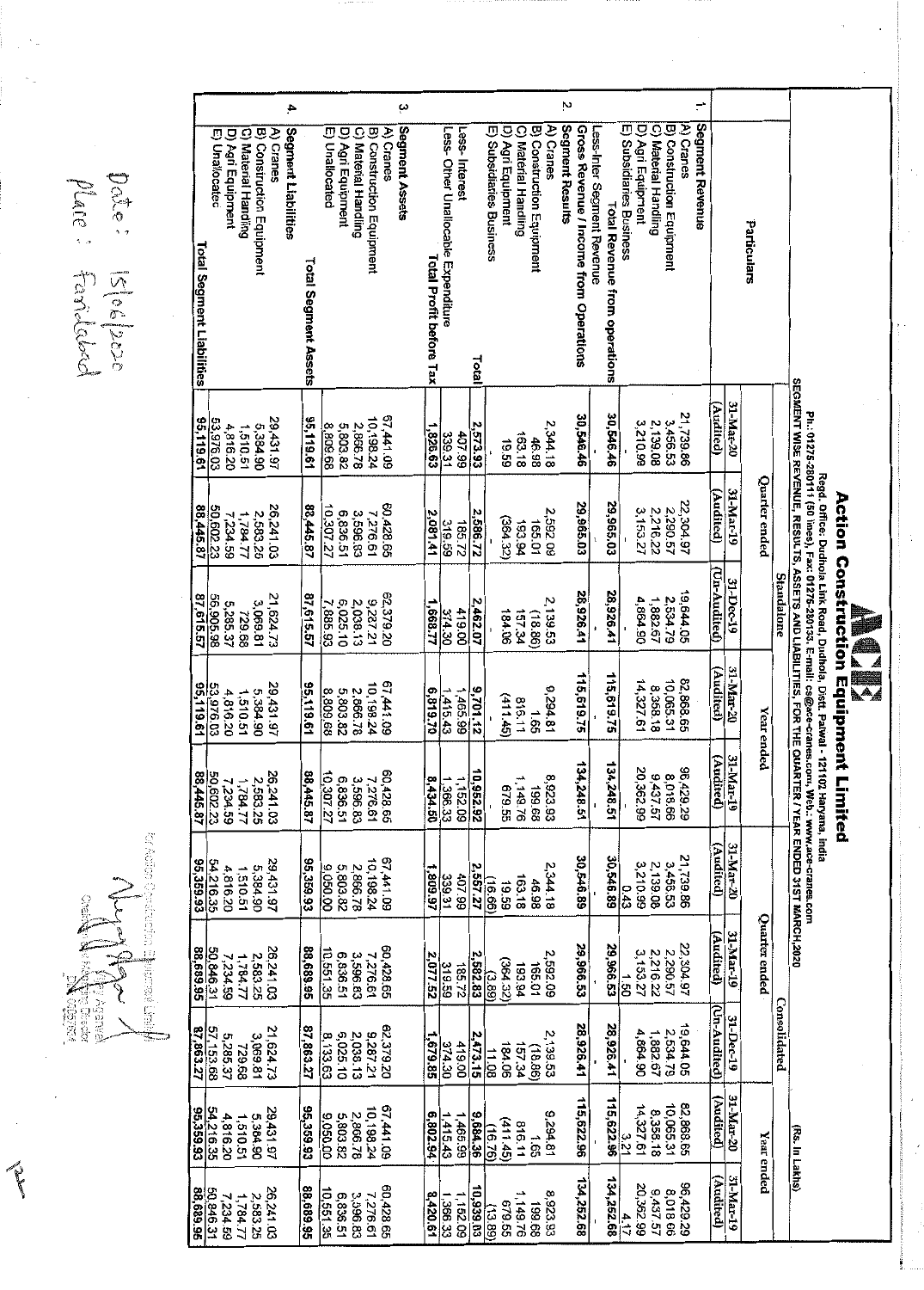# Action Construction Equipment Limited

Regd. Office: Dudhola Link Road, Dudhola, Distt. Palwal - 121102 Haryana, India

Ph.: 01275-280111 (50 lines), Fax: 01275-280133, E-mail: cs@ace-cranes.com, Web: www.ace-cranes.com

SEGMENT WISE REVENUE, RESULTS, ASSETS AND LIABILITIES, FOR THE QUARTER / YEAR ENDED 31ST MARCH,2020

(Rs. In Lakhs)

| | Particulars | Standalone | | | | | Consolidated | | | | |
|---|---|---|---|---|---|---|---|---|---|---|---|
| | | Quarter ended | | | Year ended | | Quarter ended | | | Year ended | |
| | | 31-Mar-20 | 31-Mar-19 | 31-Dec-19 | 31-Mar-20 | 31-Mar-19 | 31-Mar-20 | 31-Mar-19 | 31-Dec-19 | 31-Mar-20 | 31-Mar-19 |
| | | (Audited) | (Audited) | (Un-Audited) | (Audited) | (Audited) | (Audited) | (Audited) | (Un-Audited) | (Audited) | (Audited) |
| 1. | **Segment Revenue** | | | | | | | | | | |
| | A) Cranes | 21,739.86 | 22,304.97 | 19,644.05 | 82,868.65 | 96,429.29 | 21,739.86 | 22,304.97 | 19,644.05 | 82,868.65 | 96,429.29 |
| | B) Construction Equipment | 3,456.53 | 2,290.57 | 2,534.79 | 10,065.31 | 8,018.66 | 3,456.53 | 2,290.57 | 2,534.79 | 10,065.31 | 8,018.66 |
| | C) Material Handling | 2,139.08 | 2,216.22 | 1,882.67 | 8,358.18 | 9,437.57 | 2,139.08 | 2,216.22 | 1,882.67 | 8,358.18 | 9,437.57 |
| | D) Agri Equipment | 3,210.99 | 3,153.27 | 4,864.90 | 14,327.61 | 20,362.99 | 3,210.99 | 3,153.27 | 4,864.90 | 14,327.61 | 20,362.99 |
| | E) Subsidiaries Business | - | - | - | - | - | 0.43 | 1.50 | - | 3.21 | 4.17 |
| | Total Revenue from operations | 30,546.46 | 29,965.03 | 28,926.41 | 115,619.75 | 134,248.51 | 30,546.89 | 29,966.53 | 28,926.41 | 115,622.96 | 134,252.68 |
| | Less-Inter Segment Revenue | - | - | - | - | - | - | - | - | - | - |
| | Gross Revenue / Income from Operations | 30,546.46 | 29,965.03 | 28,926.41 | 115,619.75 | 134,248.51 | 30,546.89 | 29,966.53 | 28,926.41 | 115,622.96 | 134,252.68 |
| 2. | **Segment Results** | | | | | | | | | | |
| | A) Cranes | 2,344.18 | 2,592.09 | 2,139.53 | 9,294.81 | 8,923.93 | 2,344.18 | 2,592.09 | 2,139.53 | 9,294.81 | 8,923.93 |
| | B) Construction Equipment | 46.98 | 165.01 | (18.86) | 1.65 | 199.68 | 46.98 | 165.01 | (18.86) | 1.65 | 199.68 |
| | C) Material Handling | 163.18 | 193.94 | 157.34 | 816.11 | 1,149.76 | 163.18 | 193.94 | 157.34 | 816.11 | 1,149.76 |
| | D) Agri Equipment | 19.59 | (364.32) | 184.06 | (411.45) | 679.55 | 19.59 | (364.32) | 184.06 | (411.45) | 679.55 |
| | E) Subsidiaries Business | - | - | - | - | - | (16.66) | (3.89) | 11.08 | (16.76) | (13.89) |
| | Total | 2,573.93 | 2,586.72 | 2,462.07 | 9,701.12 | 10,952.92 | 2,557.27 | 2,582.83 | 2,473.15 | 9,684.36 | 10,939.03 |
| | Less- Interest | 407.99 | 185.72 | 419.00 | 1,465.99 | 1,152.09 | 407.99 | 185.72 | 419.00 | 1,465.99 | 1,152.09 |
| | Less- Other Unallocable Expenditure | 339.31 | 319.59 | 374.30 | 1,415.43 | 1,366.33 | 339.31 | 319.59 | 374.30 | 1,415.43 | 1,366.33 |
| | Total Profit before Tax | 1,826.63 | 2,081.41 | 1,668.77 | 6,819.70 | 8,434.50 | 1,809.97 | 2,077.52 | 1,679.85 | 6,802.94 | 8,420.61 |
| 3. | **Segment Assets** | | | | | | | | | | |
| | A) Cranes | 67,441.09 | 60,428.65 | 62,379.20 | 67,441.09 | 60,428.65 | 67,441.09 | 60,428.65 | 62,379.20 | 67,441.09 | 60,428.65 |
| | B) Construction Equipment | 10,198.24 | 7,276.61 | 9,287.21 | 10,198.24 | 7,276.61 | 10,198.24 | 7,276.61 | 9,287.21 | 10,198.24 | 7,276.61 |
| | C) Material Handling | 2,866.78 | 3,596.83 | 2,038.13 | 2,866.78 | 3,596.83 | 2,866.78 | 3,596.83 | 2,038.13 | 2,866.78 | 3,596.83 |
| | D) Agri Equipment | 5,803.82 | 6,836.51 | 6,025.10 | 5,803.82 | 6,836.51 | 5,803.82 | 6,836.51 | 6,025.10 | 5,803.82 | 6,836.51 |
| | E) Unallocated | 8,809.68 | 10,307.27 | 7,885.93 | 8,809.68 | 10,307.27 | 9,050.00 | 10,551.35 | 8,133.63 | 9,050.00 | 10,551.35 |
| | Total Segment Assets | 95,119.61 | 88,445.87 | 87,615.57 | 95,119.61 | 88,445.87 | 95,359.93 | 88,689.95 | 87,863.27 | 95,359.93 | 88,689.95 |
| 4. | **Segment Liabilities** | | | | | | | | | | |
| | A) Cranes | 29,431.97 | 26,241.03 | 21,624.73 | 29,431.97 | 26,241.03 | 29,431.97 | 26,241.03 | 21,624.73 | 29,431.97 | 26,241.03 |
| | B) Construction Equipment | 5,384.90 | 2,583.25 | 3,069.81 | 5,384.90 | 2,583.25 | 5,384.90 | 2,583.25 | 3,069.81 | 5,384.90 | 2,583.25 |
| | C) Material Handling | 1,510.51 | 1,784.77 | 729.68 | 1,510.51 | 1,784.77 | 1,510.51 | 1,784.77 | 729.68 | 1,510.51 | 1,784.77 |
| | D) Agri Equipment | 4,816.20 | 7,234.59 | 5,285.37 | 4,816.20 | 7,234.59 | 4,816.20 | 7,234.59 | 5,285.37 | 4,816.20 | 7,234.59 |
| | E) Unallocated | 53,976.03 | 50,602.23 | 56,905.98 | 53,976.03 | 50,602.23 | 54,216.35 | 50,846.31 | 57,153.68 | 54,216.35 | 50,846.31 |
| | Total Segment Liabilities | 95,119.61 | 88,445.87 | 87,615.57 | 95,119.61 | 88,445.87 | 95,359.93 | 88,689.95 | 87,863.27 | 95,359.93 | 88,689.96 |

Date: 15/06/2020

Place: Faridabad

for Action Construction Equipment Limited

Vijay Agarwal

Chairman & Managing Director